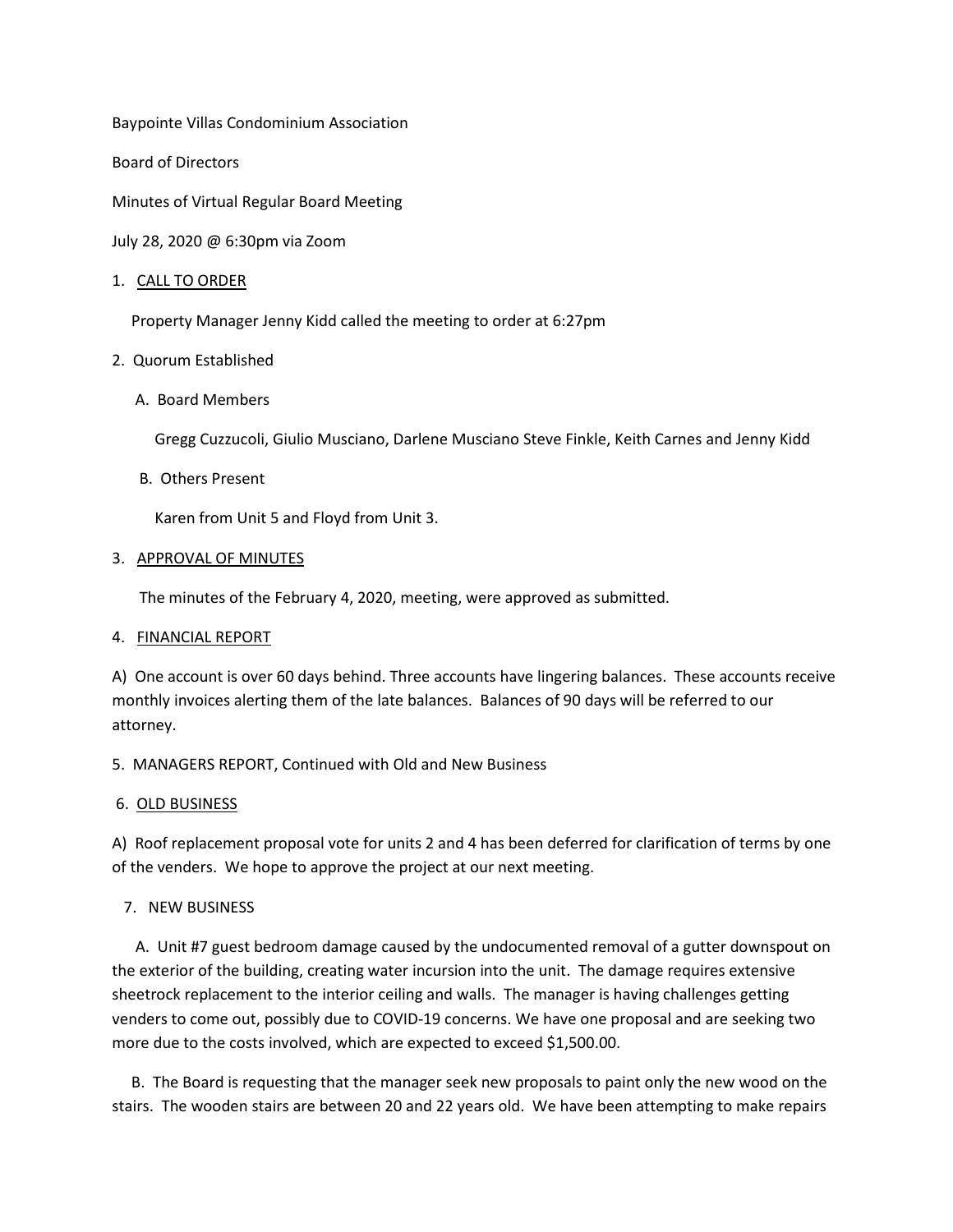Baypointe Villas Condominium Association

Board of Directors

Minutes of Virtual Regular Board Meeting

July 28, 2020 @ 6:30pm via Zoom

1. CALL TO ORDER

   Property Manager Jenny Kidd called the meeting to order at 6:27pm

2. Quorum Established

   A. Board Members

      Gregg Cuzzucoli, Giulio Musciano, Darlene Musciano Steve Finkle, Keith Carnes and Jenny Kidd

   B. Others Present

      Karen from Unit 5 and Floyd from Unit 3.

3. APPROVAL OF MINUTES

   The minutes of the February 4, 2020, meeting, were approved as submitted.

4. FINANCIAL REPORT

A) One account is over 60 days behind. Three accounts have lingering balances. These accounts receive monthly invoices alerting them of the late balances. Balances of 90 days will be referred to our attorney.

5. MANAGERS REPORT, Continued with Old and New Business

6. OLD BUSINESS

A) Roof replacement proposal vote for units 2 and 4 has been deferred for clarification of terms by one of the venders. We hope to approve the project at our next meeting.

7. NEW BUSINESS

   A. Unit #7 guest bedroom damage caused by the undocumented removal of a gutter downspout on the exterior of the building, creating water incursion into the unit. The damage requires extensive sheetrock replacement to the interior ceiling and walls. The manager is having challenges getting venders to come out, possibly due to COVID-19 concerns. We have one proposal and are seeking two more due to the costs involved, which are expected to exceed $1,500.00.

   B. The Board is requesting that the manager seek new proposals to paint only the new wood on the stairs. The wooden stairs are between 20 and 22 years old. We have been attempting to make repairs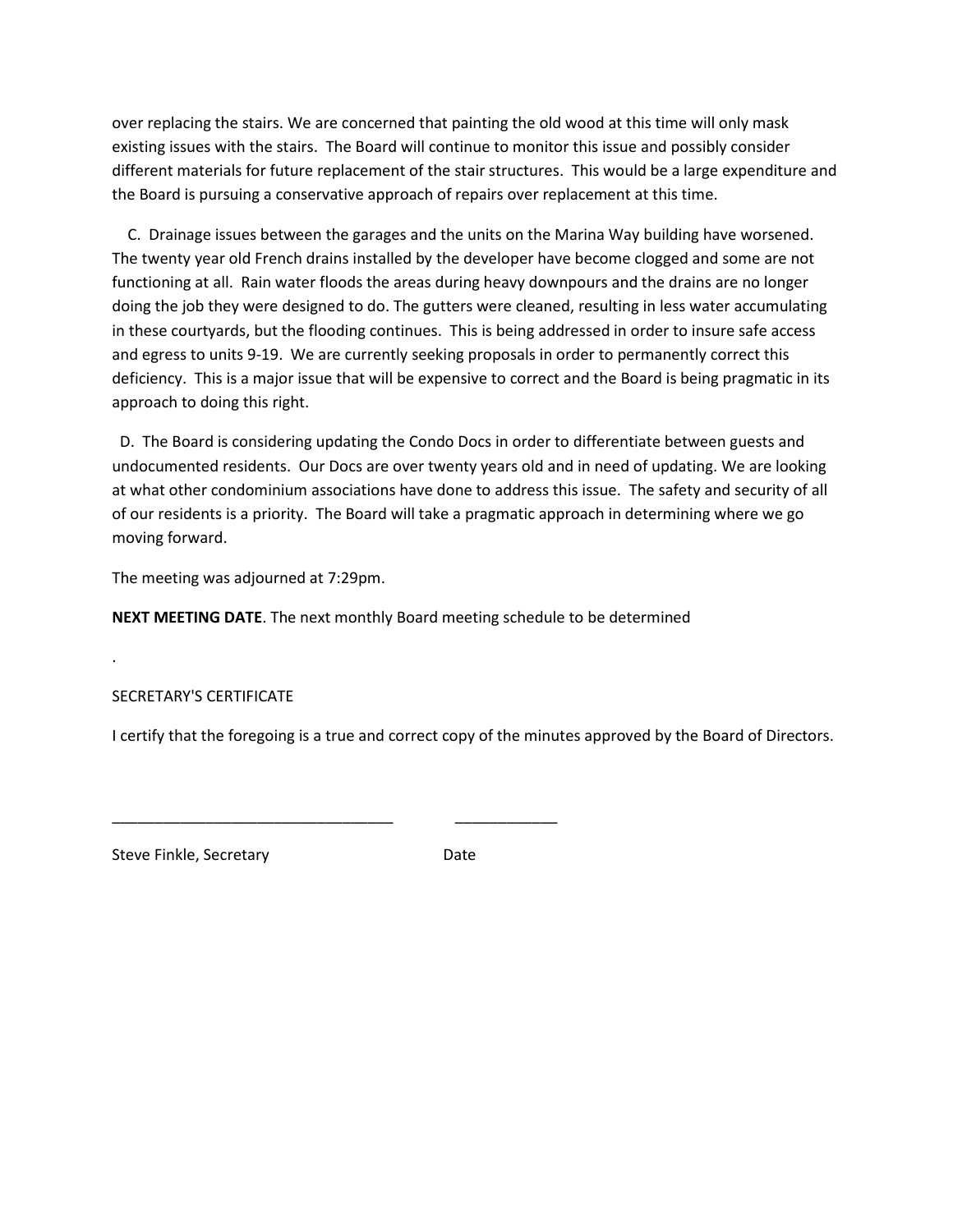over replacing the stairs. We are concerned that painting the old wood at this time will only mask existing issues with the stairs. The Board will continue to monitor this issue and possibly consider different materials for future replacement of the stair structures. This would be a large expenditure and the Board is pursuing a conservative approach of repairs over replacement at this time.

C. Drainage issues between the garages and the units on the Marina Way building have worsened. The twenty year old French drains installed by the developer have become clogged and some are not functioning at all. Rain water floods the areas during heavy downpours and the drains are no longer doing the job they were designed to do. The gutters were cleaned, resulting in less water accumulating in these courtyards, but the flooding continues. This is being addressed in order to insure safe access and egress to units 9-19. We are currently seeking proposals in order to permanently correct this deficiency. This is a major issue that will be expensive to correct and the Board is being pragmatic in its approach to doing this right.

D. The Board is considering updating the Condo Docs in order to differentiate between guests and undocumented residents. Our Docs are over twenty years old and in need of updating. We are looking at what other condominium associations have done to address this issue. The safety and security of all of our residents is a priority. The Board will take a pragmatic approach in determining where we go moving forward.

The meeting was adjourned at 7:29pm.

**NEXT MEETING DATE**. The next monthly Board meeting schedule to be determined

.

SECRETARY'S CERTIFICATE

I certify that the foregoing is a true and correct copy of the minutes approved by the Board of Directors.

_________________________________ ____________

Steve Finkle, Secretary Date